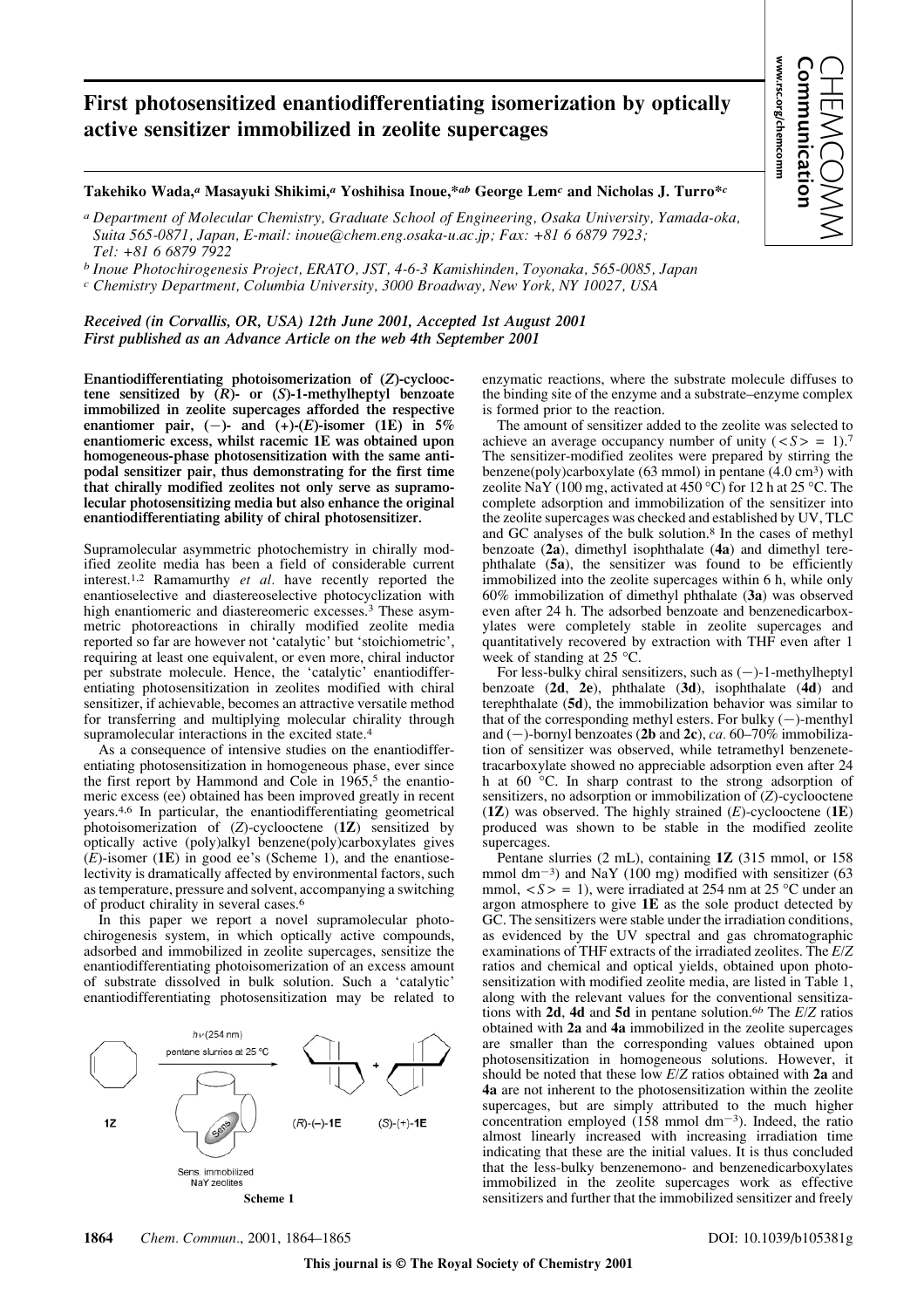# First photosensitized enantiodifferentiating isomerization by optically active sensitizer immobilized in zeolite supercages

**Takehiko Wada,[a] Masayuki Shikimi,[a] Yoshihisa Inoue,*[ab] George Lem[c] and Nicholas J. Turro*[c]**

[a] *Department of Molecular Chemistry, Graduate School of Engineering, Osaka University, Yamada-oka, Suita 565-0871, Japan, E-mail: inoue@chem.eng.osaka-u.ac.jp; Fax: +81 6 6879 7923; Tel: +81 6 6879 7922*

[b] *Inoue Photochirogenesis Project, ERATO, JST, 4-6-3 Kamishinden, Toyonaka, 565-0085, Japan*

[c] *Chemistry Department, Columbia University, 3000 Broadway, New York, NY 10027, USA*

*Received (in Corvallis, OR, USA) 12th June 2001, Accepted 1st August 2001*
*First published as an Advance Article on the web 4th September 2001*

**Enantiodifferentiating photoisomerization of (*Z*)-cyclooctene sensitized by (*R*)- or (*S*)-1-methylheptyl benzoate immobilized in zeolite supercages afforded the respective enantiomer pair, (−)- and (+)-(*E*)-isomer (1E) in 5% enantiomeric excess, whilst racemic 1E was obtained upon homogeneous-phase photosensitization with the same antipodal sensitizer pair, thus demonstrating for the first time that chirally modified zeolites not only serve as supramolecular photosensitizing media but also enhance the original enantiodifferentiating ability of chiral photosensitizer.**

Supramolecular asymmetric photochemistry in chirally modified zeolite media has been a field of considerable current interest.[1,2] Ramamurthy *et al.* have recently reported the enantioselective and diastereoselective photocyclization with high enantiomeric and diastereomeric excesses.[3] These asymmetric photoreactions in chirally modified zeolite media reported so far are however not 'catalytic' but 'stoichiometric', requiring at least one equivalent, or even more, chiral inductor per substrate molecule. Hence, the 'catalytic' enantiodifferentiating photosensitization in zeolites modified with chiral sensitizer, if achievable, becomes an attractive versatile method for transferring and multiplying molecular chirality through supramolecular interactions in the excited state.[4]

As a consequence of intensive studies on the enantiodifferentiating photosensitization in homogeneous phase, ever since the first report by Hammond and Cole in 1965,[5] the enantiomeric excess (ee) obtained has been improved greatly in recent years.[4,6] In particular, the enantiodifferentiating geometrical photoisomerization of (*Z*)-cyclooctene (**1Z**) sensitized by optically active (poly)alkyl benzene(poly)carboxylates gives (*E*)-isomer (**1E**) in good ee's (Scheme 1), and the enantioselectivity is dramatically affected by environmental factors, such as temperature, pressure and solvent, accompanying a switching of product chirality in several cases.[6]

In this paper we report a novel supramolecular photochirogenesis system, in which optically active compounds, adsorbed and immobilized in zeolite supercages, sensitize the enantiodifferentiating photoisomerization of an excess amount of substrate dissolved in bulk solution. Such a 'catalytic' enantiodifferentiating photosensitization may be related to enzymatic reactions, where the substrate molecule diffuses to the binding site of the enzyme and a substrate–enzyme complex is formed prior to the reaction.

**Scheme 1**

The amount of sensitizer added to the zeolite was selected to achieve an average occupancy number of unity ($\langle S \rangle = 1$).[7] The sensitizer-modified zeolites were prepared by stirring the benzene(poly)carboxylate (63 mmol) in pentane (4.0 $cm^3$) with zeolite NaY (100 mg, activated at 450 °C) for 12 h at 25 °C. The complete adsorption and immobilization of the sensitizer into the zeolite supercages was checked and established by UV, TLC and GC analyses of the bulk solution.[8] In the cases of methyl benzoate (**2a**), dimethyl isophthalate (**4a**) and dimethyl terephthalate (**5a**), the sensitizer was found to be efficiently immobilized into the zeolite supercages within 6 h, while only 60% immobilization of dimethyl phthalate (**3a**) was observed even after 24 h. The adsorbed benzoate and benzenedicarboxylates were completely stable in zeolite supercages and quantitatively recovered by extraction with THF even after 1 week of standing at 25 °C.

For less-bulky chiral sensitizers, such as (−)-1-methylheptyl benzoate (**2d**, **2e**), phthalate (**3d**), isophthalate (**4d**) and terephthalate (**5d**), the immobilization behavior was similar to that of the corresponding methyl esters. For bulky (−)-menthyl and (−)-bornyl benzoates (**2b** and **2c**), *ca.* 60–70% immobilization of sensitizer was observed, while tetramethyl benzenetetracarboxylate showed no appreciable adsorption even after 24 h at 60 °C. In sharp contrast to the strong adsorption of sensitizers, no adsorption or immobilization of (*Z*)-cyclooctene (**1Z**) was observed. The highly strained (*E*)-cyclooctene (**1E**) produced was shown to be stable in the modified zeolite supercages.

Pentane slurries (2 mL), containing **1Z** (315 mmol, or 158 mmol $dm^{-3}$) and NaY (100 mg) modified with sensitizer (63 mmol, $\langle S \rangle = 1$), were irradiated at 254 nm at 25 °C under an argon atmosphere to give **1E** as the sole product detected by GC. The sensitizers were stable under the irradiation conditions, as evidenced by the UV spectral and gas chromatographic examinations of THF extracts of the irradiated zeolites. The *E*/*Z* ratios and chemical and optical yields, obtained upon photosensitization with modified zeolite media, are listed in Table 1, along with the relevant values for the conventional sensitizations with **2d**, **4d** and **5d** in pentane solution.[6b] The *E*/*Z* ratios obtained with **2a** and **4a** immobilized in the zeolite supercages are smaller than the corresponding values obtained upon photosensitization in homogeneous solutions. However, it should be noted that these low *E*/*Z* ratios obtained with **2a** and **4a** are not inherent to the photosensitization within the zeolite supercages, but are simply attributed to the much higher concentration employed (158 mmol $dm^{-3}$). Indeed, the ratio almost linearly increased with increasing irradiation time indicating that these are the initial values. It is thus concluded that the less-bulky benzenemono- and benzenedicarboxylates immobilized in the zeolite supercages work as effective sensitizers and further that the immobilized sensitizer and freely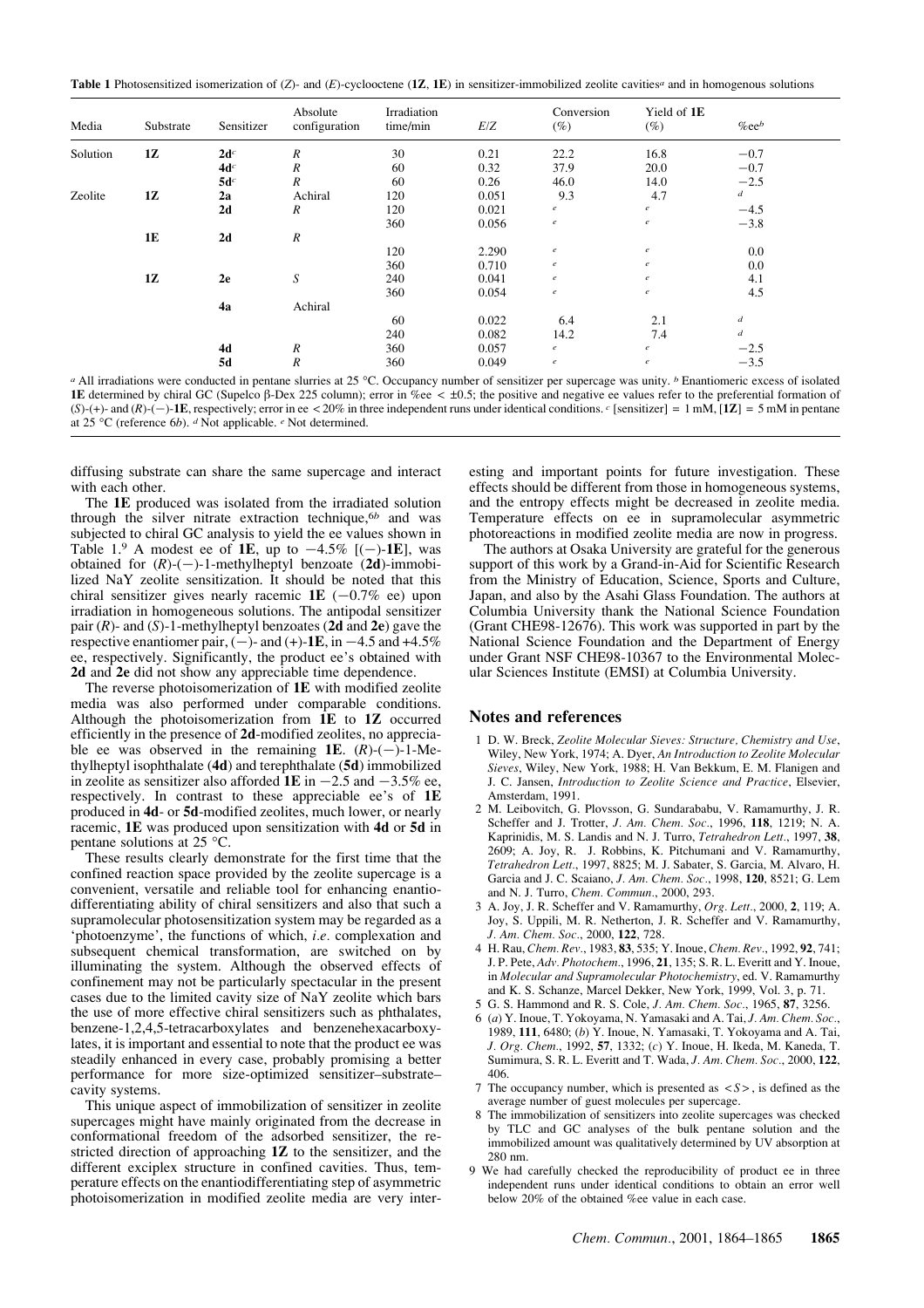**Table 1** Photosensitized isomerization of (*Z*)- and (*E*)-cyclooctene (**1Z**, **1E**) in sensitizer-immobilized zeolite cavities[a] and in homogenous solutions

| Media | Substrate | Sensitizer | Absolute configuration | Irradiation time/min | *E*/*Z* | Conversion (%) | Yield of **1E** (%) | %ee[b] |
|---|---|---|---|---|---|---|---|---|
| Solution | **1Z** | **2d**[c] | *R* | 30 | 0.21 | 22.2 | 16.8 | −0.7 |
| | | **4d**[c] | *R* | 60 | 0.32 | 37.9 | 20.0 | −0.7 |
| | | **5d**[c] | *R* | 60 | 0.26 | 46.0 | 14.0 | −2.5 |
| Zeolite | **1Z** | **2a** | Achiral | 120 | 0.051 | 9.3 | 4.7 | [d] |
| | | **2d** | *R* | 120 | 0.021 | [e] | [e] | −4.5 |
| | | | | 360 | 0.056 | [e] | [e] | −3.8 |
| | **1E** | **2d** | *R* | | | | | |
| | | | | 120 | 2.290 | [e] | [e] | 0.0 |
| | | | | 360 | 0.710 | [e] | [e] | 0.0 |
| | **1Z** | **2e** | *S* | 240 | 0.041 | [e] | [e] | 4.1 |
| | | | | 360 | 0.054 | [e] | [e] | 4.5 |
| | | **4a** | Achiral | | | | | |
| | | | | 60 | 0.022 | 6.4 | 2.1 | [d] |
| | | | | 240 | 0.082 | 14.2 | 7.4 | [d] |
| | | **4d** | *R* | 360 | 0.057 | [e] | [e] | −2.5 |
| | | **5d** | *R* | 360 | 0.049 | [e] | [e] | −3.5 |

[a] All irradiations were conducted in pentane slurries at 25 °C. Occupancy number of sensitizer per supercage was unity. [b] Enantiomeric excess of isolated **1E** determined by chiral GC (Supelco β-Dex 225 column); error in %ee < ±0.5; the positive and negative ee values refer to the preferential formation of (*S*)-(+)- and (*R*)-(−)-**1E**, respectively; error in ee < 20% in three independent runs under identical conditions. [c] [sensitizer] = 1 mM, [**1Z**] = 5 mM in pentane at 25 °C (reference 6*b*). [d] Not applicable. [e] Not determined.

diffusing substrate can share the same supercage and interact with each other.

The **1E** produced was isolated from the irradiated solution through the silver nitrate extraction technique,[6b] and was subjected to chiral GC analysis to yield the ee values shown in Table 1.[9] A modest ee of **1E**, up to −4.5% [(−)-**1E**], was obtained for (*R*)-(−)-1-methylheptyl benzoate (**2d**)-immobilized NaY zeolite sensitization. It should be noted that this chiral sensitizer gives nearly racemic **1E** (−0.7% ee) upon irradiation in homogeneous solutions. The antipodal sensitizer pair (*R*)- and (*S*)-1-methylheptyl benzoates (**2d** and **2e**) gave the respective enantiomer pair, (−)- and (+)-**1E**, in −4.5 and +4.5% ee, respectively. Significantly, the product ee's obtained with **2d** and **2e** did not show any appreciable time dependence.

The reverse photoisomerization of **1E** with modified zeolite media was also performed under comparable conditions. Although the photoisomerization from **1E** to **1Z** occurred efficiently in the presence of **2d**-modified zeolites, no appreciable ee was observed in the remaining **1E**. (*R*)-(−)-1-Methylheptyl isophthalate (**4d**) and terephthalate (**5d**) immobilized in zeolite as sensitizer also afforded **1E** in −2.5 and −3.5% ee, respectively. In contrast to these appreciable ee's of **1E** produced in **4d**- or **5d**-modified zeolites, much lower, or nearly racemic, **1E** was produced upon sensitization with **4d** or **5d** in pentane solutions at 25 °C.

These results clearly demonstrate for the first time that the confined reaction space provided by the zeolite supercage is a convenient, versatile and reliable tool for enhancing enantiodifferentiating ability of chiral sensitizers and also that such a supramolecular photosensitization system may be regarded as a 'photoenzyme', the functions of which, *i.e*. complexation and subsequent chemical transformation, are switched on by illuminating the system. Although the observed effects of confinement may not be particularly spectacular in the present cases due to the limited cavity size of NaY zeolite which bars the use of more effective chiral sensitizers such as phthalates, benzene-1,2,4,5-tetracarboxylates and benzenehexacarboxylates, it is important and essential to note that the product ee was steadily enhanced in every case, probably promising a better performance for more size-optimized sensitizer–substrate–cavity systems.

This unique aspect of immobilization of sensitizer in zeolite supercages might have mainly originated from the decrease in conformational freedom of the adsorbed sensitizer, the restricted direction of approaching **1Z** to the sensitizer, and the different exciplex structure in confined cavities. Thus, temperature effects on the enantiodifferentiating step of asymmetric photoisomerization in modified zeolite media are very interesting and important points for future investigation. These effects should be different from those in homogeneous systems, and the entropy effects might be decreased in zeolite media. Temperature effects on ee in supramolecular asymmetric photoreactions in modified zeolite media are now in progress.

The authors at Osaka University are grateful for the generous support of this work by a Grant-in-Aid for Scientific Research from the Ministry of Education, Science, Sports and Culture, Japan, and also by the Asahi Glass Foundation. The authors at Columbia University thank the National Science Foundation (Grant CHE98-12676). This work was supported in part by the National Science Foundation and the Department of Energy under Grant NSF CHE98-10367 to the Environmental Molecular Sciences Institute (EMSI) at Columbia University.

## Notes and references

1 D. W. Breck, *Zeolite Molecular Sieves: Structure, Chemistry and Use*, Wiley, New York, 1974; A. Dyer, *An Introduction to Zeolite Molecular Sieves*, Wiley, New York, 1988; H. Van Bekkum, E. M. Flanigen and J. C. Jansen, *Introduction to Zeolite Science and Practice*, Elsevier, Amsterdam, 1991.

2 M. Leibovitch, G. Plovsson, G. Sundarababu, V. Ramamurthy, J. R. Scheffer and J. Trotter, *J. Am. Chem. Soc*., 1996, **118**, 1219; N. A. Kaprinidis, M. S. Landis and N. J. Turro, *Tetrahedron Lett*., 1997, **38**, 2609; A. Joy, R. J. Robbins, K. Pitchumani and V. Ramamurthy, *Tetrahedron Lett*., 1997, 8825; M. J. Sabater, S. Garcia, M. Alvaro, H. Garcia and J. C. Scaiano, *J. Am. Chem. Soc*., 1998, **120**, 8521; G. Lem and N. J. Turro, *Chem. Commun*., 2000, 293.

3 A. Joy, J. R. Scheffer and V. Ramamurthy, *Org. Lett*., 2000, **2**, 119; A. Joy, S. Uppili, M. R. Netherton, J. R. Scheffer and V. Ramamurthy, *J. Am. Chem. Soc*., 2000, **122**, 728.

4 H. Rau, *Chem. Rev*., 1983, **83**, 535; Y. Inoue, *Chem. Rev*., 1992, **92**, 741; J. P. Pete, *Adv. Photochem*., 1996, **21**, 135; S. R. L. Everitt and Y. Inoue, in *Molecular and Supramolecular Photochemistry*, ed. V. Ramamurthy and K. S. Schanze, Marcel Dekker, New York, 1999, Vol. 3, p. 71.

5 G. S. Hammond and R. S. Cole, *J. Am. Chem. Soc*., 1965, **87**, 3256.

6 (*a*) Y. Inoue, T. Yokoyama, N. Yamasaki and A. Tai, *J. Am. Chem. Soc*., 1989, **111**, 6480; (*b*) Y. Inoue, N. Yamasaki, T. Yokoyama and A. Tai, *J. Org. Chem*., 1992, **57**, 1332; (*c*) Y. Inoue, H. Ikeda, M. Kaneda, T. Sumimura, S. R. L. Everitt and T. Wada, *J. Am. Chem. Soc*., 2000, **122**, 406.

7 The occupancy number, which is presented as <*S*>, is defined as the average number of guest molecules per supercage.

8 The immobilization of sensitizers into zeolite supercages was checked by TLC and GC analyses of the bulk pentane solution and the immobilized amount was qualitatively determined by UV absorption at 280 nm.

9 We had carefully checked the reproducibility of product ee in three independent runs under identical conditions to obtain an error well below 20% of the obtained %ee value in each case.